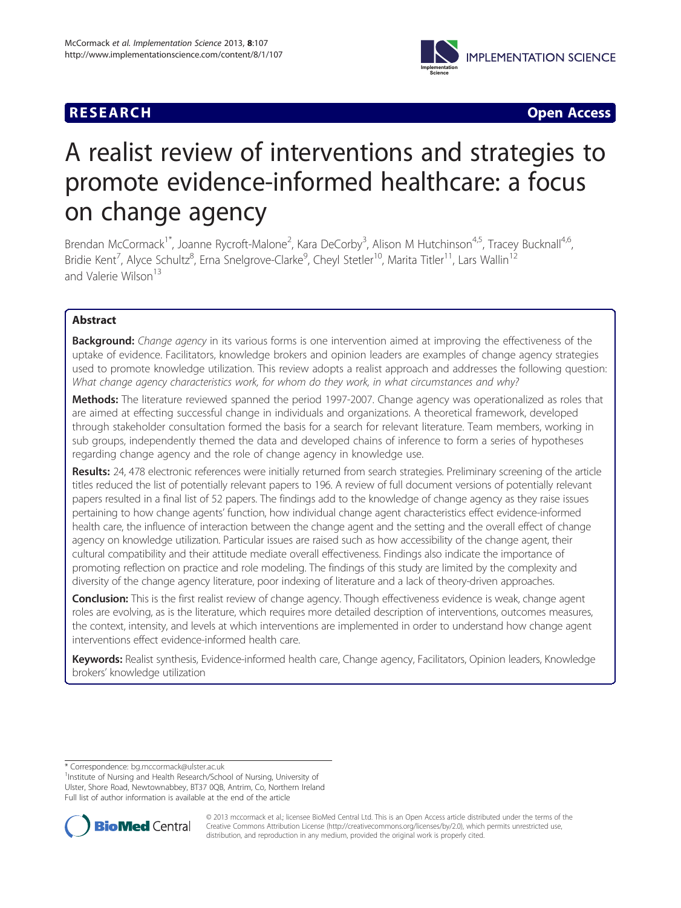**RESEARCH** **Open Access**

# A realist review of interventions and strategies to promote evidence-informed healthcare: a focus on change agency

Brendan McCormack[1*], Joanne Rycroft-Malone[2], Kara DeCorby[3], Alison M Hutchinson[4,5], Tracey Bucknall[4,6], Bridie Kent[7], Alyce Schultz[8], Erna Snelgrove-Clarke[9], Cheyl Stetler[10], Marita Titler[11], Lars Wallin[12] and Valerie Wilson[13]

## Abstract

**Background:** *Change agency* in its various forms is one intervention aimed at improving the effectiveness of the uptake of evidence. Facilitators, knowledge brokers and opinion leaders are examples of change agency strategies used to promote knowledge utilization. This review adopts a realist approach and addresses the following question: *What change agency characteristics work, for whom do they work, in what circumstances and why?*

**Methods:** The literature reviewed spanned the period 1997-2007. Change agency was operationalized as roles that are aimed at effecting successful change in individuals and organizations. A theoretical framework, developed through stakeholder consultation formed the basis for a search for relevant literature. Team members, working in sub groups, independently themed the data and developed chains of inference to form a series of hypotheses regarding change agency and the role of change agency in knowledge use.

**Results:** 24, 478 electronic references were initially returned from search strategies. Preliminary screening of the article titles reduced the list of potentially relevant papers to 196. A review of full document versions of potentially relevant papers resulted in a final list of 52 papers. The findings add to the knowledge of change agency as they raise issues pertaining to how change agents' function, how individual change agent characteristics effect evidence-informed health care, the influence of interaction between the change agent and the setting and the overall effect of change agency on knowledge utilization. Particular issues are raised such as how accessibility of the change agent, their cultural compatibility and their attitude mediate overall effectiveness. Findings also indicate the importance of promoting reflection on practice and role modeling. The findings of this study are limited by the complexity and diversity of the change agency literature, poor indexing of literature and a lack of theory-driven approaches.

**Conclusion:** This is the first realist review of change agency. Though effectiveness evidence is weak, change agent roles are evolving, as is the literature, which requires more detailed description of interventions, outcomes measures, the context, intensity, and levels at which interventions are implemented in order to understand how change agent interventions effect evidence-informed health care.

**Keywords:** Realist synthesis, Evidence-informed health care, Change agency, Facilitators, Opinion leaders, Knowledge brokers' knowledge utilization

---

* Correspondence: bg.mccormack@ulster.ac.uk
[1]Institute of Nursing and Health Research/School of Nursing, University of Ulster, Shore Road, Newtownabbey, BT37 0QB, Antrim, Co, Northern Ireland
Full list of author information is available at the end of the article

© 2013 mccormack et al.; licensee BioMed Central Ltd. This is an Open Access article distributed under the terms of the Creative Commons Attribution License (http://creativecommons.org/licenses/by/2.0), which permits unrestricted use, distribution, and reproduction in any medium, provided the original work is properly cited.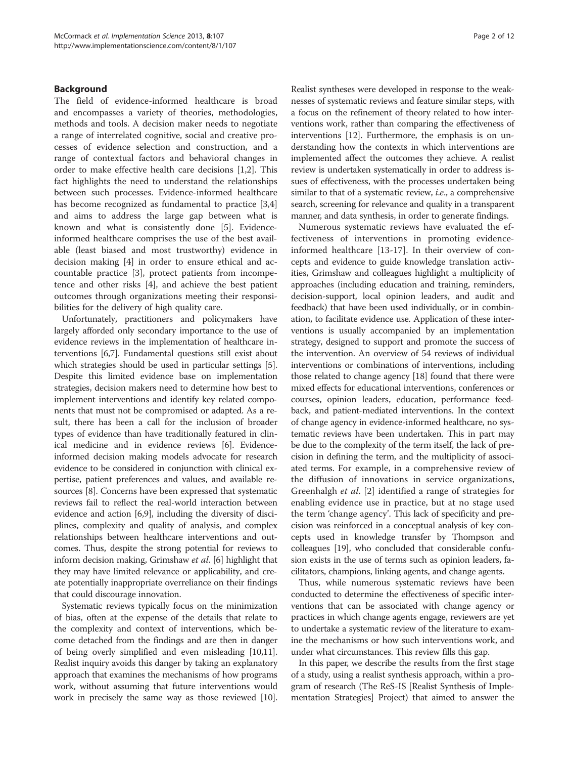## Background

The field of evidence-informed healthcare is broad and encompasses a variety of theories, methodologies, methods and tools. A decision maker needs to negotiate a range of interrelated cognitive, social and creative processes of evidence selection and construction, and a range of contextual factors and behavioral changes in order to make effective health care decisions [1,2]. This fact highlights the need to understand the relationships between such processes. Evidence-informed healthcare has become recognized as fundamental to practice [3,4] and aims to address the large gap between what is known and what is consistently done [5]. Evidence-informed healthcare comprises the use of the best available (least biased and most trustworthy) evidence in decision making [4] in order to ensure ethical and accountable practice [3], protect patients from incompetence and other risks [4], and achieve the best patient outcomes through organizations meeting their responsibilities for the delivery of high quality care.

Unfortunately, practitioners and policymakers have largely afforded only secondary importance to the use of evidence reviews in the implementation of healthcare interventions [6,7]. Fundamental questions still exist about which strategies should be used in particular settings [5]. Despite this limited evidence base on implementation strategies, decision makers need to determine how best to implement interventions and identify key related components that must not be compromised or adapted. As a result, there has been a call for the inclusion of broader types of evidence than have traditionally featured in clinical medicine and in evidence reviews [6]. Evidence-informed decision making models advocate for research evidence to be considered in conjunction with clinical expertise, patient preferences and values, and available resources [8]. Concerns have been expressed that systematic reviews fail to reflect the real-world interaction between evidence and action [6,9], including the diversity of disciplines, complexity and quality of analysis, and complex relationships between healthcare interventions and outcomes. Thus, despite the strong potential for reviews to inform decision making, Grimshaw *et al*. [6] highlight that they may have limited relevance or applicability, and create potentially inappropriate overreliance on their findings that could discourage innovation.

Systematic reviews typically focus on the minimization of bias, often at the expense of the details that relate to the complexity and context of interventions, which become detached from the findings and are then in danger of being overly simplified and even misleading [10,11]. Realist inquiry avoids this danger by taking an explanatory approach that examines the mechanisms of how programs work, without assuming that future interventions would work in precisely the same way as those reviewed [10]. Realist syntheses were developed in response to the weaknesses of systematic reviews and feature similar steps, with a focus on the refinement of theory related to how interventions work, rather than comparing the effectiveness of interventions [12]. Furthermore, the emphasis is on understanding how the contexts in which interventions are implemented affect the outcomes they achieve. A realist review is undertaken systematically in order to address issues of effectiveness, with the processes undertaken being similar to that of a systematic review, *i.e*., a comprehensive search, screening for relevance and quality in a transparent manner, and data synthesis, in order to generate findings.

Numerous systematic reviews have evaluated the effectiveness of interventions in promoting evidence-informed healthcare [13-17]. In their overview of concepts and evidence to guide knowledge translation activities, Grimshaw and colleagues highlight a multiplicity of approaches (including education and training, reminders, decision-support, local opinion leaders, and audit and feedback) that have been used individually, or in combination, to facilitate evidence use. Application of these interventions is usually accompanied by an implementation strategy, designed to support and promote the success of the intervention. An overview of 54 reviews of individual interventions or combinations of interventions, including those related to change agency [18] found that there were mixed effects for educational interventions, conferences or courses, opinion leaders, education, performance feedback, and patient-mediated interventions. In the context of change agency in evidence-informed healthcare, no systematic reviews have been undertaken. This in part may be due to the complexity of the term itself, the lack of precision in defining the term, and the multiplicity of associated terms. For example, in a comprehensive review of the diffusion of innovations in service organizations, Greenhalgh *et al*. [2] identified a range of strategies for enabling evidence use in practice, but at no stage used the term 'change agency'. This lack of specificity and precision was reinforced in a conceptual analysis of key concepts used in knowledge transfer by Thompson and colleagues [19], who concluded that considerable confusion exists in the use of terms such as opinion leaders, facilitators, champions, linking agents, and change agents.

Thus, while numerous systematic reviews have been conducted to determine the effectiveness of specific interventions that can be associated with change agency or practices in which change agents engage, reviewers are yet to undertake a systematic review of the literature to examine the mechanisms or how such interventions work, and under what circumstances. This review fills this gap.

In this paper, we describe the results from the first stage of a study, using a realist synthesis approach, within a program of research (The ReS-IS [Realist Synthesis of Implementation Strategies] Project) that aimed to answer the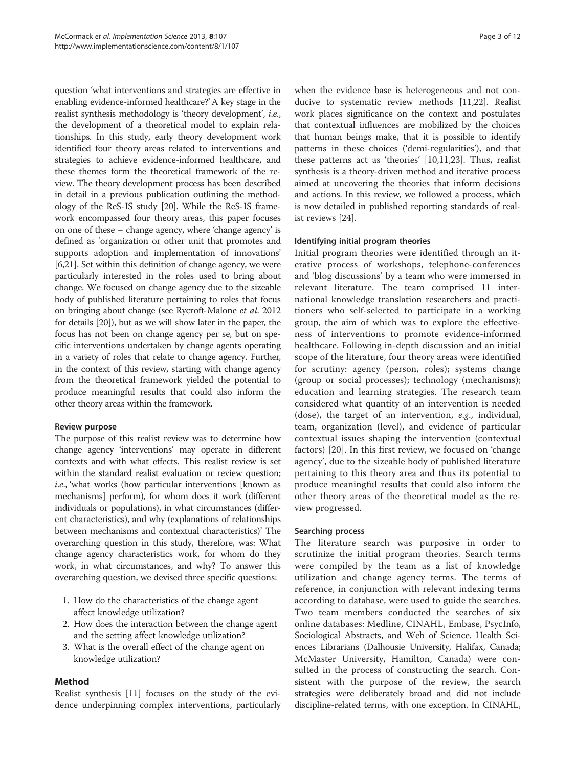question 'what interventions and strategies are effective in enabling evidence-informed healthcare?' A key stage in the realist synthesis methodology is 'theory development', *i.e.*, the development of a theoretical model to explain relationships. In this study, early theory development work identified four theory areas related to interventions and strategies to achieve evidence-informed healthcare, and these themes form the theoretical framework of the review. The theory development process has been described in detail in a previous publication outlining the methodology of the ReS-IS study [20]. While the ReS-IS framework encompassed four theory areas, this paper focuses on one of these – change agency, where 'change agency' is defined as 'organization or other unit that promotes and supports adoption and implementation of innovations' [6,21]. Set within this definition of change agency, we were particularly interested in the roles used to bring about change. We focused on change agency due to the sizeable body of published literature pertaining to roles that focus on bringing about change (see Rycroft-Malone *et al.* 2012 for details [20]), but as we will show later in the paper, the focus has not been on change agency per se, but on specific interventions undertaken by change agents operating in a variety of roles that relate to change agency. Further, in the context of this review, starting with change agency from the theoretical framework yielded the potential to produce meaningful results that could also inform the other theory areas within the framework.

### Review purpose

The purpose of this realist review was to determine how change agency 'interventions' may operate in different contexts and with what effects. This realist review is set within the standard realist evaluation or review question; *i.e.*, 'what works (how particular interventions [known as mechanisms] perform), for whom does it work (different individuals or populations), in what circumstances (different characteristics), and why (explanations of relationships between mechanisms and contextual characteristics)' The overarching question in this study, therefore, was: What change agency characteristics work, for whom do they work, in what circumstances, and why? To answer this overarching question, we devised three specific questions:

1. How do the characteristics of the change agent affect knowledge utilization?
2. How does the interaction between the change agent and the setting affect knowledge utilization?
3. What is the overall effect of the change agent on knowledge utilization?

## Method

Realist synthesis [11] focuses on the study of the evidence underpinning complex interventions, particularly when the evidence base is heterogeneous and not conducive to systematic review methods [11,22]. Realist work places significance on the context and postulates that contextual influences are mobilized by the choices that human beings make, that it is possible to identify patterns in these choices ('demi-regularities'), and that these patterns act as 'theories' [10,11,23]. Thus, realist synthesis is a theory-driven method and iterative process aimed at uncovering the theories that inform decisions and actions. In this review, we followed a process, which is now detailed in published reporting standards of realist reviews [24].

### Identifying initial program theories

Initial program theories were identified through an iterative process of workshops, telephone-conferences and 'blog discussions' by a team who were immersed in relevant literature. The team comprised 11 international knowledge translation researchers and practitioners who self-selected to participate in a working group, the aim of which was to explore the effectiveness of interventions to promote evidence-informed healthcare. Following in-depth discussion and an initial scope of the literature, four theory areas were identified for scrutiny: agency (person, roles); systems change (group or social processes); technology (mechanisms); education and learning strategies. The research team considered what quantity of an intervention is needed (dose), the target of an intervention, *e.g.*, individual, team, organization (level), and evidence of particular contextual issues shaping the intervention (contextual factors) [20]. In this first review, we focused on 'change agency', due to the sizeable body of published literature pertaining to this theory area and thus its potential to produce meaningful results that could also inform the other theory areas of the theoretical model as the review progressed.

### Searching process

The literature search was purposive in order to scrutinize the initial program theories. Search terms were compiled by the team as a list of knowledge utilization and change agency terms. The terms of reference, in conjunction with relevant indexing terms according to database, were used to guide the searches. Two team members conducted the searches of six online databases: Medline, CINAHL, Embase, PsycInfo, Sociological Abstracts, and Web of Science. Health Sciences Librarians (Dalhousie University, Halifax, Canada; McMaster University, Hamilton, Canada) were consulted in the process of constructing the search. Consistent with the purpose of the review, the search strategies were deliberately broad and did not include discipline-related terms, with one exception. In CINAHL,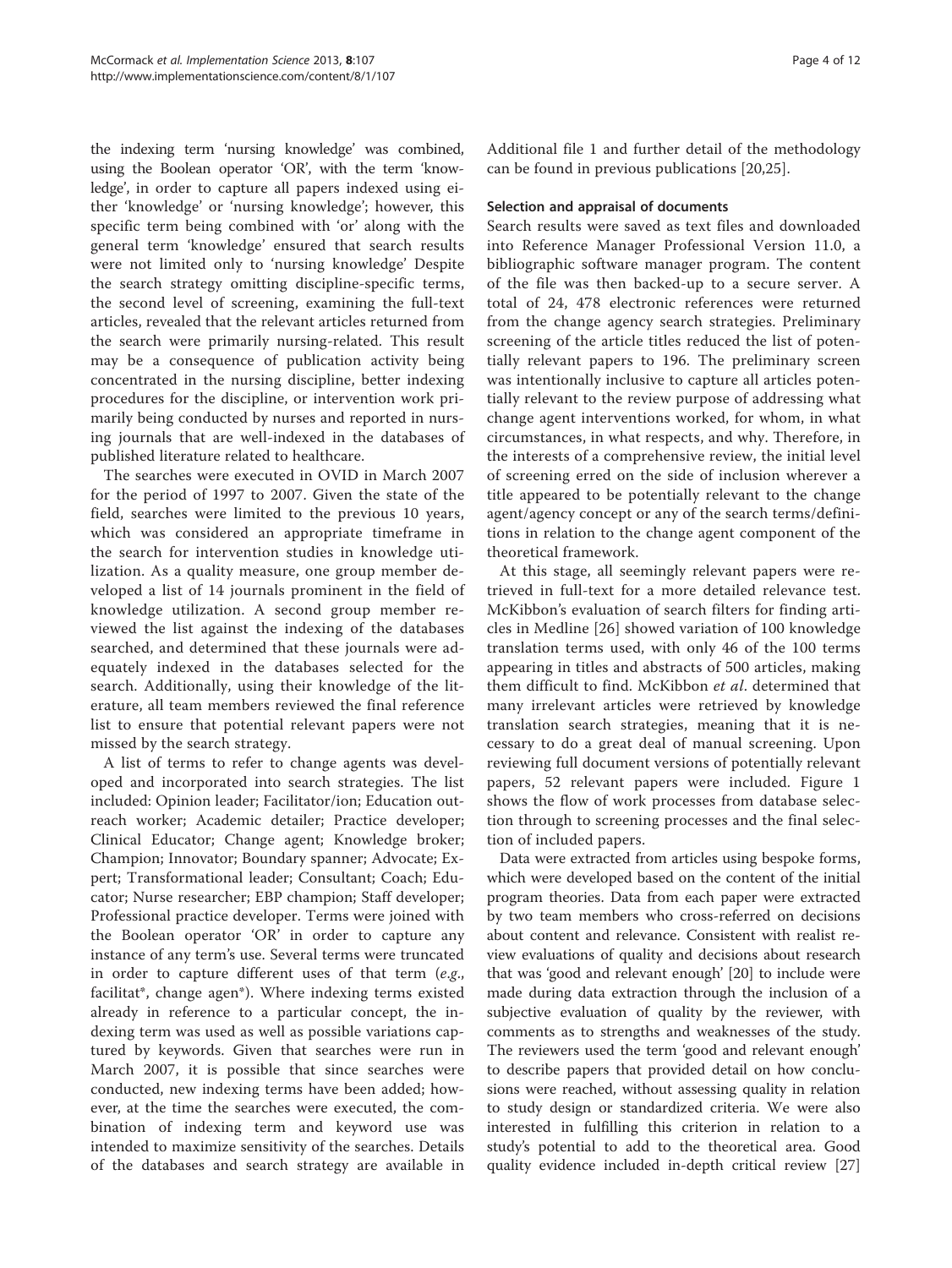the indexing term 'nursing knowledge' was combined, using the Boolean operator 'OR', with the term 'knowledge', in order to capture all papers indexed using either 'knowledge' or 'nursing knowledge'; however, this specific term being combined with 'or' along with the general term 'knowledge' ensured that search results were not limited only to 'nursing knowledge' Despite the search strategy omitting discipline-specific terms, the second level of screening, examining the full-text articles, revealed that the relevant articles returned from the search were primarily nursing-related. This result may be a consequence of publication activity being concentrated in the nursing discipline, better indexing procedures for the discipline, or intervention work primarily being conducted by nurses and reported in nursing journals that are well-indexed in the databases of published literature related to healthcare.

The searches were executed in OVID in March 2007 for the period of 1997 to 2007. Given the state of the field, searches were limited to the previous 10 years, which was considered an appropriate timeframe in the search for intervention studies in knowledge utilization. As a quality measure, one group member developed a list of 14 journals prominent in the field of knowledge utilization. A second group member reviewed the list against the indexing of the databases searched, and determined that these journals were adequately indexed in the databases selected for the search. Additionally, using their knowledge of the literature, all team members reviewed the final reference list to ensure that potential relevant papers were not missed by the search strategy.

A list of terms to refer to change agents was developed and incorporated into search strategies. The list included: Opinion leader; Facilitator/ion; Education outreach worker; Academic detailer; Practice developer; Clinical Educator; Change agent; Knowledge broker; Champion; Innovator; Boundary spanner; Advocate; Expert; Transformational leader; Consultant; Coach; Educator; Nurse researcher; EBP champion; Staff developer; Professional practice developer. Terms were joined with the Boolean operator 'OR' in order to capture any instance of any term's use. Several terms were truncated in order to capture different uses of that term (*e.g.*, facilitat*, change agen*). Where indexing terms existed already in reference to a particular concept, the indexing term was used as well as possible variations captured by keywords. Given that searches were run in March 2007, it is possible that since searches were conducted, new indexing terms have been added; however, at the time the searches were executed, the combination of indexing term and keyword use was intended to maximize sensitivity of the searches. Details of the databases and search strategy are available in Additional file 1 and further detail of the methodology can be found in previous publications [20,25].

### Selection and appraisal of documents

Search results were saved as text files and downloaded into Reference Manager Professional Version 11.0, a bibliographic software manager program. The content of the file was then backed-up to a secure server. A total of 24, 478 electronic references were returned from the change agency search strategies. Preliminary screening of the article titles reduced the list of potentially relevant papers to 196. The preliminary screen was intentionally inclusive to capture all articles potentially relevant to the review purpose of addressing what change agent interventions worked, for whom, in what circumstances, in what respects, and why. Therefore, in the interests of a comprehensive review, the initial level of screening erred on the side of inclusion wherever a title appeared to be potentially relevant to the change agent/agency concept or any of the search terms/definitions in relation to the change agent component of the theoretical framework.

At this stage, all seemingly relevant papers were retrieved in full-text for a more detailed relevance test. McKibbon's evaluation of search filters for finding articles in Medline [26] showed variation of 100 knowledge translation terms used, with only 46 of the 100 terms appearing in titles and abstracts of 500 articles, making them difficult to find. McKibbon *et al*. determined that many irrelevant articles were retrieved by knowledge translation search strategies, meaning that it is necessary to do a great deal of manual screening. Upon reviewing full document versions of potentially relevant papers, 52 relevant papers were included. Figure 1 shows the flow of work processes from database selection through to screening processes and the final selection of included papers.

Data were extracted from articles using bespoke forms, which were developed based on the content of the initial program theories. Data from each paper were extracted by two team members who cross-referred on decisions about content and relevance. Consistent with realist review evaluations of quality and decisions about research that was 'good and relevant enough' [20] to include were made during data extraction through the inclusion of a subjective evaluation of quality by the reviewer, with comments as to strengths and weaknesses of the study. The reviewers used the term 'good and relevant enough' to describe papers that provided detail on how conclusions were reached, without assessing quality in relation to study design or standardized criteria. We were also interested in fulfilling this criterion in relation to a study's potential to add to the theoretical area. Good quality evidence included in-depth critical review [27]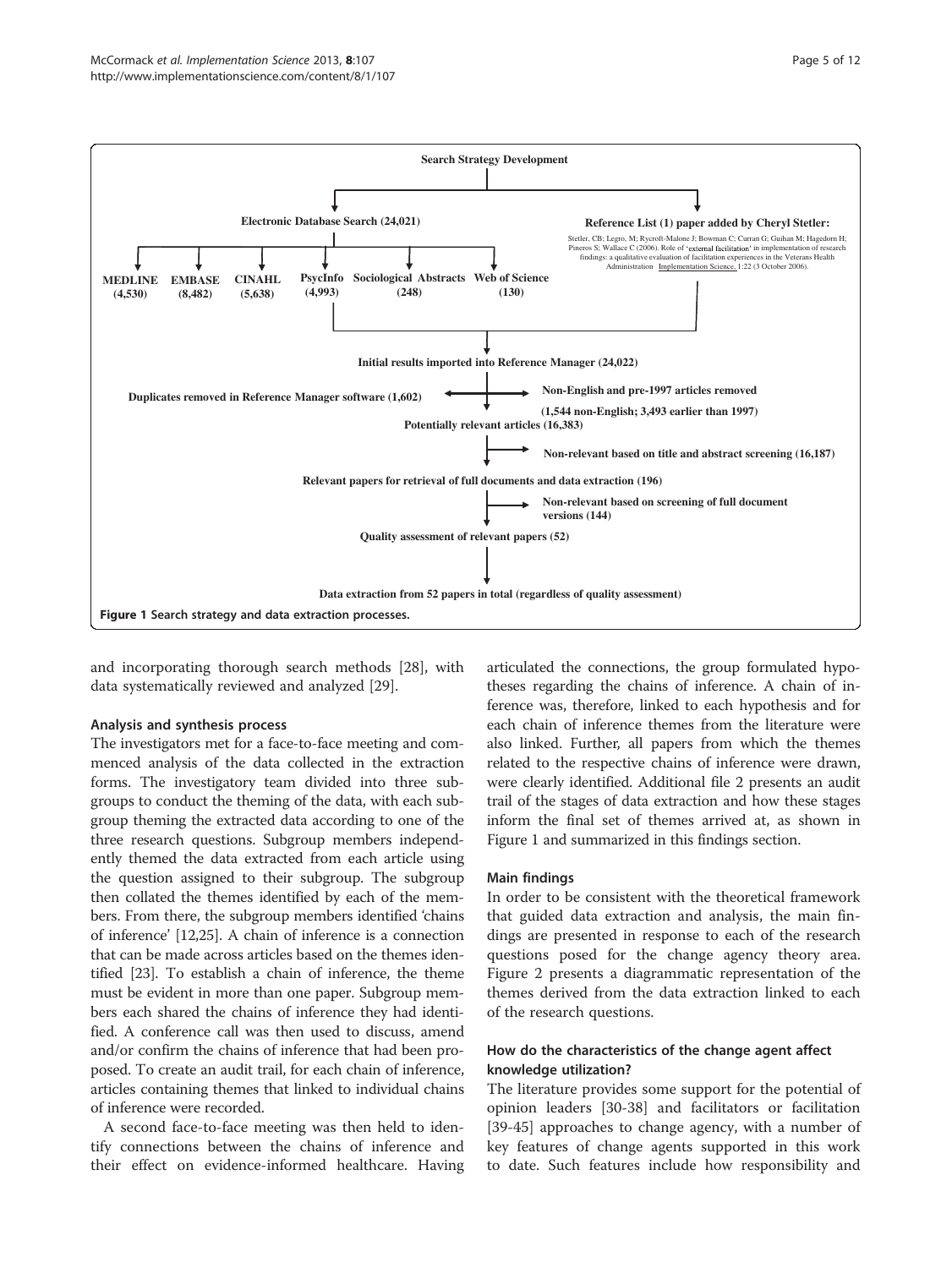Search Strategy Development

Electronic Database Search (24,021)

- MEDLINE (4,530)
- EMBASE (8,482)
- CINAHL (5,638)
- PsycInfo (4,993)
- Sociological Abstracts (248)
- Web of Science (130)

Reference List (1) paper added by Cheryl Stetler:

Stetler, CB; Legro, M; Rycroft-Malone J; Bowman C; Curran G; Guihan M; Hagedorn H; Pineros S; Wallace C (2006). Role of 'external facilitation' in implementation of research findings: a qualitative evaluation of facilitation experiences in the Veterans Health Administration Implementation Science, 1:22 (3 October 2006).

Initial results imported into Reference Manager (24,022)

Duplicates removed in Reference Manager software (1,602)

Non-English and pre-1997 articles removed (1,544 non-English; 3,493 earlier than 1997)

Potentially relevant articles (16,383)

Non-relevant based on title and abstract screening (16,187)

Relevant papers for retrieval of full documents and data extraction (196)

Non-relevant based on screening of full document versions (144)

Quality assessment of relevant papers (52)

Data extraction from 52 papers in total (regardless of quality assessment)

**Figure 1** Search strategy and data extraction processes.

and incorporating thorough search methods [28], with data systematically reviewed and analyzed [29].

### Analysis and synthesis process

The investigators met for a face-to-face meeting and commenced analysis of the data collected in the extraction forms. The investigatory team divided into three subgroups to conduct the theming of the data, with each subgroup theming the extracted data according to one of the three research questions. Subgroup members independently themed the data extracted from each article using the question assigned to their subgroup. The subgroup then collated the themes identified by each of the members. From there, the subgroup members identified 'chains of inference' [12,25]. A chain of inference is a connection that can be made across articles based on the themes identified [23]. To establish a chain of inference, the theme must be evident in more than one paper. Subgroup members each shared the chains of inference they had identified. A conference call was then used to discuss, amend and/or confirm the chains of inference that had been proposed. To create an audit trail, for each chain of inference, articles containing themes that linked to individual chains of inference were recorded.

A second face-to-face meeting was then held to identify connections between the chains of inference and their effect on evidence-informed healthcare. Having articulated the connections, the group formulated hypotheses regarding the chains of inference. A chain of inference was, therefore, linked to each hypothesis and for each chain of inference themes from the literature were also linked. Further, all papers from which the themes related to the respective chains of inference were drawn, were clearly identified. Additional file 2 presents an audit trail of the stages of data extraction and how these stages inform the final set of themes arrived at, as shown in Figure 1 and summarized in this findings section.

### Main findings

In order to be consistent with the theoretical framework that guided data extraction and analysis, the main findings are presented in response to each of the research questions posed for the change agency theory area. Figure 2 presents a diagrammatic representation of the themes derived from the data extraction linked to each of the research questions.

### How do the characteristics of the change agent affect knowledge utilization?

The literature provides some support for the potential of opinion leaders [30-38] and facilitators or facilitation [39-45] approaches to change agency, with a number of key features of change agents supported in this work to date. Such features include how responsibility and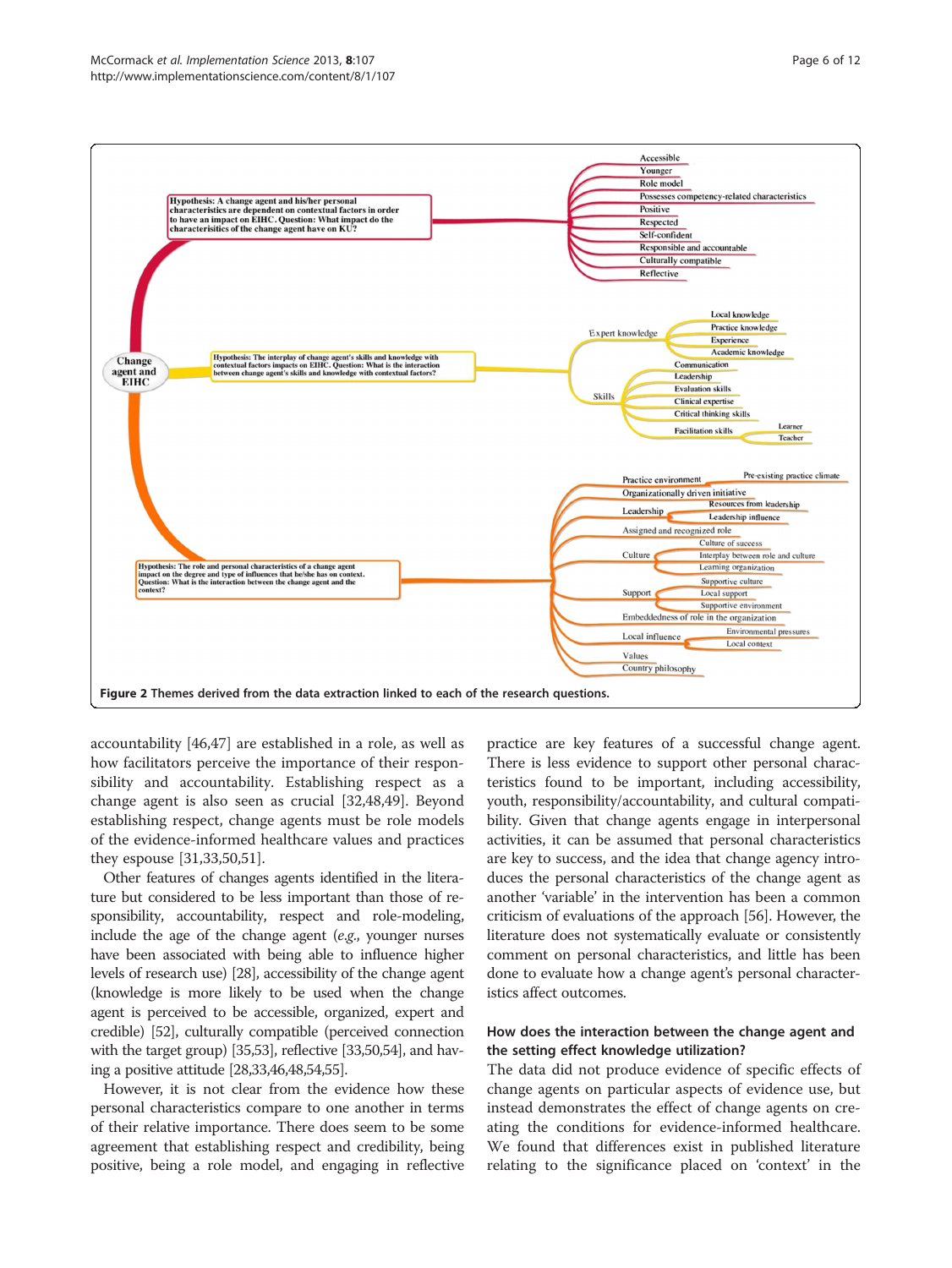**Figure 2 Themes derived from the data extraction linked to each of the research questions.**

accountability [46,47] are established in a role, as well as how facilitators perceive the importance of their responsibility and accountability. Establishing respect as a change agent is also seen as crucial [32,48,49]. Beyond establishing respect, change agents must be role models of the evidence-informed healthcare values and practices they espouse [31,33,50,51].

Other features of changes agents identified in the literature but considered to be less important than those of responsibility, accountability, respect and role-modeling, include the age of the change agent (*e.g.*, younger nurses have been associated with being able to influence higher levels of research use) [28], accessibility of the change agent (knowledge is more likely to be used when the change agent is perceived to be accessible, organized, expert and credible) [52], culturally compatible (perceived connection with the target group) [35,53], reflective [33,50,54], and having a positive attitude [28,33,46,48,54,55].

However, it is not clear from the evidence how these personal characteristics compare to one another in terms of their relative importance. There does seem to be some agreement that establishing respect and credibility, being positive, being a role model, and engaging in reflective practice are key features of a successful change agent. There is less evidence to support other personal characteristics found to be important, including accessibility, youth, responsibility/accountability, and cultural compatibility. Given that change agents engage in interpersonal activities, it can be assumed that personal characteristics are key to success, and the idea that change agency introduces the personal characteristics of the change agent as another 'variable' in the intervention has been a common criticism of evaluations of the approach [56]. However, the literature does not systematically evaluate or consistently comment on personal characteristics, and little has been done to evaluate how a change agent's personal characteristics affect outcomes.

### How does the interaction between the change agent and the setting effect knowledge utilization?

The data did not produce evidence of specific effects of change agents on particular aspects of evidence use, but instead demonstrates the effect of change agents on creating the conditions for evidence-informed healthcare. We found that differences exist in published literature relating to the significance placed on 'context' in the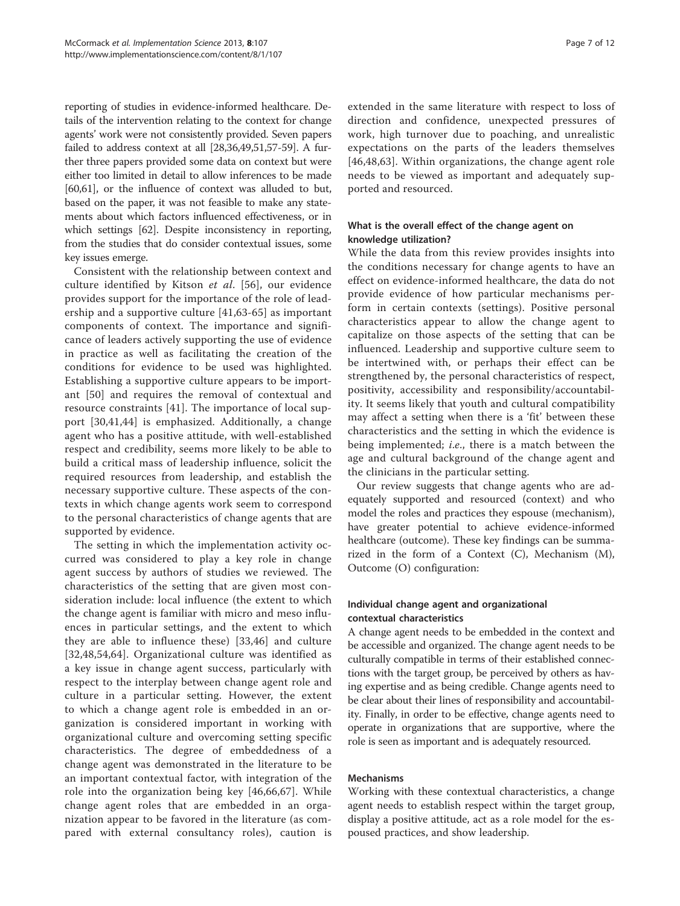reporting of studies in evidence-informed healthcare. Details of the intervention relating to the context for change agents' work were not consistently provided. Seven papers failed to address context at all [28,36,49,51,57-59]. A further three papers provided some data on context but were either too limited in detail to allow inferences to be made [60,61], or the influence of context was alluded to but, based on the paper, it was not feasible to make any statements about which factors influenced effectiveness, or in which settings [62]. Despite inconsistency in reporting, from the studies that do consider contextual issues, some key issues emerge.

Consistent with the relationship between context and culture identified by Kitson *et al*. [56], our evidence provides support for the importance of the role of leadership and a supportive culture [41,63-65] as important components of context. The importance and significance of leaders actively supporting the use of evidence in practice as well as facilitating the creation of the conditions for evidence to be used was highlighted. Establishing a supportive culture appears to be important [50] and requires the removal of contextual and resource constraints [41]. The importance of local support [30,41,44] is emphasized. Additionally, a change agent who has a positive attitude, with well-established respect and credibility, seems more likely to be able to build a critical mass of leadership influence, solicit the required resources from leadership, and establish the necessary supportive culture. These aspects of the contexts in which change agents work seem to correspond to the personal characteristics of change agents that are supported by evidence.

The setting in which the implementation activity occurred was considered to play a key role in change agent success by authors of studies we reviewed. The characteristics of the setting that are given most consideration include: local influence (the extent to which the change agent is familiar with micro and meso influences in particular settings, and the extent to which they are able to influence these) [33,46] and culture [32,48,54,64]. Organizational culture was identified as a key issue in change agent success, particularly with respect to the interplay between change agent role and culture in a particular setting. However, the extent to which a change agent role is embedded in an organization is considered important in working with organizational culture and overcoming setting specific characteristics. The degree of embeddedness of a change agent was demonstrated in the literature to be an important contextual factor, with integration of the role into the organization being key [46,66,67]. While change agent roles that are embedded in an organization appear to be favored in the literature (as compared with external consultancy roles), caution is extended in the same literature with respect to loss of direction and confidence, unexpected pressures of work, high turnover due to poaching, and unrealistic expectations on the parts of the leaders themselves [46,48,63]. Within organizations, the change agent role needs to be viewed as important and adequately supported and resourced.

#### What is the overall effect of the change agent on knowledge utilization?

While the data from this review provides insights into the conditions necessary for change agents to have an effect on evidence-informed healthcare, the data do not provide evidence of how particular mechanisms perform in certain contexts (settings). Positive personal characteristics appear to allow the change agent to capitalize on those aspects of the setting that can be influenced. Leadership and supportive culture seem to be intertwined with, or perhaps their effect can be strengthened by, the personal characteristics of respect, positivity, accessibility and responsibility/accountability. It seems likely that youth and cultural compatibility may affect a setting when there is a 'fit' between these characteristics and the setting in which the evidence is being implemented; *i.e*., there is a match between the age and cultural background of the change agent and the clinicians in the particular setting.

Our review suggests that change agents who are adequately supported and resourced (context) and who model the roles and practices they espouse (mechanism), have greater potential to achieve evidence-informed healthcare (outcome). These key findings can be summarized in the form of a Context (C), Mechanism (M), Outcome (O) configuration:

#### Individual change agent and organizational contextual characteristics

A change agent needs to be embedded in the context and be accessible and organized. The change agent needs to be culturally compatible in terms of their established connections with the target group, be perceived by others as having expertise and as being credible. Change agents need to be clear about their lines of responsibility and accountability. Finally, in order to be effective, change agents need to operate in organizations that are supportive, where the role is seen as important and is adequately resourced.

#### Mechanisms

Working with these contextual characteristics, a change agent needs to establish respect within the target group, display a positive attitude, act as a role model for the espoused practices, and show leadership.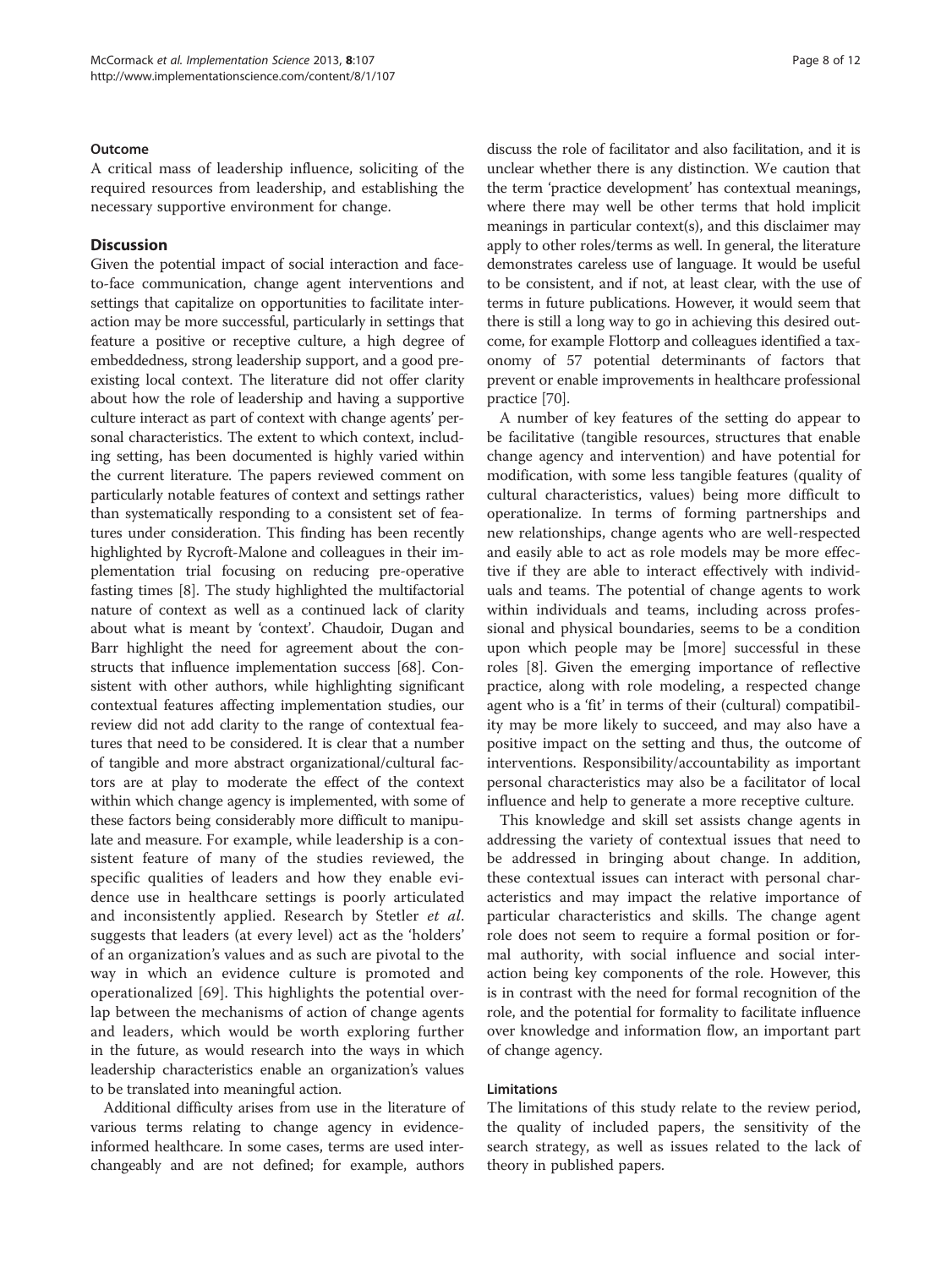#### Outcome

A critical mass of leadership influence, soliciting of the required resources from leadership, and establishing the necessary supportive environment for change.

## Discussion

Given the potential impact of social interaction and face-to-face communication, change agent interventions and settings that capitalize on opportunities to facilitate interaction may be more successful, particularly in settings that feature a positive or receptive culture, a high degree of embeddedness, strong leadership support, and a good pre-existing local context. The literature did not offer clarity about how the role of leadership and having a supportive culture interact as part of context with change agents' personal characteristics. The extent to which context, including setting, has been documented is highly varied within the current literature. The papers reviewed comment on particularly notable features of context and settings rather than systematically responding to a consistent set of features under consideration. This finding has been recently highlighted by Rycroft-Malone and colleagues in their implementation trial focusing on reducing pre-operative fasting times [8]. The study highlighted the multifactorial nature of context as well as a continued lack of clarity about what is meant by 'context'. Chaudoir, Dugan and Barr highlight the need for agreement about the constructs that influence implementation success [68]. Consistent with other authors, while highlighting significant contextual features affecting implementation studies, our review did not add clarity to the range of contextual features that need to be considered. It is clear that a number of tangible and more abstract organizational/cultural factors are at play to moderate the effect of the context within which change agency is implemented, with some of these factors being considerably more difficult to manipulate and measure. For example, while leadership is a consistent feature of many of the studies reviewed, the specific qualities of leaders and how they enable evidence use in healthcare settings is poorly articulated and inconsistently applied. Research by Stetler *et al.* suggests that leaders (at every level) act as the 'holders' of an organization's values and as such are pivotal to the way in which an evidence culture is promoted and operationalized [69]. This highlights the potential overlap between the mechanisms of action of change agents and leaders, which would be worth exploring further in the future, as would research into the ways in which leadership characteristics enable an organization's values to be translated into meaningful action.

Additional difficulty arises from use in the literature of various terms relating to change agency in evidence-informed healthcare. In some cases, terms are used interchangeably and are not defined; for example, authors discuss the role of facilitator and also facilitation, and it is unclear whether there is any distinction. We caution that the term 'practice development' has contextual meanings, where there may well be other terms that hold implicit meanings in particular context(s), and this disclaimer may apply to other roles/terms as well. In general, the literature demonstrates careless use of language. It would be useful to be consistent, and if not, at least clear, with the use of terms in future publications. However, it would seem that there is still a long way to go in achieving this desired outcome, for example Flottorp and colleagues identified a taxonomy of 57 potential determinants of factors that prevent or enable improvements in healthcare professional practice [70].

A number of key features of the setting do appear to be facilitative (tangible resources, structures that enable change agency and intervention) and have potential for modification, with some less tangible features (quality of cultural characteristics, values) being more difficult to operationalize. In terms of forming partnerships and new relationships, change agents who are well-respected and easily able to act as role models may be more effective if they are able to interact effectively with individuals and teams. The potential of change agents to work within individuals and teams, including across professional and physical boundaries, seems to be a condition upon which people may be [more] successful in these roles [8]. Given the emerging importance of reflective practice, along with role modeling, a respected change agent who is a 'fit' in terms of their (cultural) compatibility may be more likely to succeed, and may also have a positive impact on the setting and thus, the outcome of interventions. Responsibility/accountability as important personal characteristics may also be a facilitator of local influence and help to generate a more receptive culture.

This knowledge and skill set assists change agents in addressing the variety of contextual issues that need to be addressed in bringing about change. In addition, these contextual issues can interact with personal characteristics and may impact the relative importance of particular characteristics and skills. The change agent role does not seem to require a formal position or formal authority, with social influence and social interaction being key components of the role. However, this is in contrast with the need for formal recognition of the role, and the potential for formality to facilitate influence over knowledge and information flow, an important part of change agency.

#### Limitations

The limitations of this study relate to the review period, the quality of included papers, the sensitivity of the search strategy, as well as issues related to the lack of theory in published papers.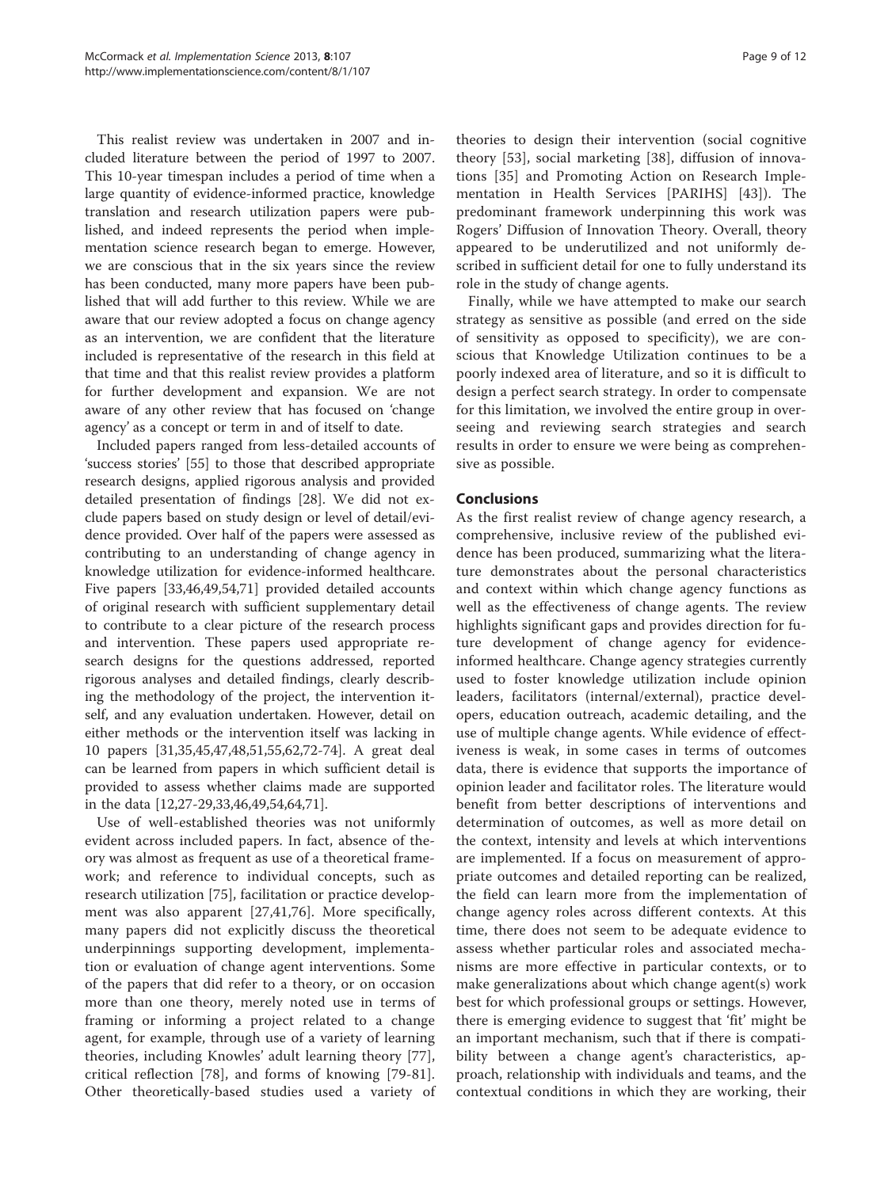This realist review was undertaken in 2007 and included literature between the period of 1997 to 2007. This 10-year timespan includes a period of time when a large quantity of evidence-informed practice, knowledge translation and research utilization papers were published, and indeed represents the period when implementation science research began to emerge. However, we are conscious that in the six years since the review has been conducted, many more papers have been published that will add further to this review. While we are aware that our review adopted a focus on change agency as an intervention, we are confident that the literature included is representative of the research in this field at that time and that this realist review provides a platform for further development and expansion. We are not aware of any other review that has focused on 'change agency' as a concept or term in and of itself to date.

Included papers ranged from less-detailed accounts of 'success stories' [55] to those that described appropriate research designs, applied rigorous analysis and provided detailed presentation of findings [28]. We did not exclude papers based on study design or level of detail/evidence provided. Over half of the papers were assessed as contributing to an understanding of change agency in knowledge utilization for evidence-informed healthcare. Five papers [33,46,49,54,71] provided detailed accounts of original research with sufficient supplementary detail to contribute to a clear picture of the research process and intervention. These papers used appropriate research designs for the questions addressed, reported rigorous analyses and detailed findings, clearly describing the methodology of the project, the intervention itself, and any evaluation undertaken. However, detail on either methods or the intervention itself was lacking in 10 papers [31,35,45,47,48,51,55,62,72-74]. A great deal can be learned from papers in which sufficient detail is provided to assess whether claims made are supported in the data [12,27-29,33,46,49,54,64,71].

Use of well-established theories was not uniformly evident across included papers. In fact, absence of theory was almost as frequent as use of a theoretical framework; and reference to individual concepts, such as research utilization [75], facilitation or practice development was also apparent [27,41,76]. More specifically, many papers did not explicitly discuss the theoretical underpinnings supporting development, implementation or evaluation of change agent interventions. Some of the papers that did refer to a theory, or on occasion more than one theory, merely noted use in terms of framing or informing a project related to a change agent, for example, through use of a variety of learning theories, including Knowles' adult learning theory [77], critical reflection [78], and forms of knowing [79-81]. Other theoretically-based studies used a variety of theories to design their intervention (social cognitive theory [53], social marketing [38], diffusion of innovations [35] and Promoting Action on Research Implementation in Health Services [PARIHS] [43]). The predominant framework underpinning this work was Rogers' Diffusion of Innovation Theory. Overall, theory appeared to be underutilized and not uniformly described in sufficient detail for one to fully understand its role in the study of change agents.

Finally, while we have attempted to make our search strategy as sensitive as possible (and erred on the side of sensitivity as opposed to specificity), we are conscious that Knowledge Utilization continues to be a poorly indexed area of literature, and so it is difficult to design a perfect search strategy. In order to compensate for this limitation, we involved the entire group in overseeing and reviewing search strategies and search results in order to ensure we were being as comprehensive as possible.

## Conclusions

As the first realist review of change agency research, a comprehensive, inclusive review of the published evidence has been produced, summarizing what the literature demonstrates about the personal characteristics and context within which change agency functions as well as the effectiveness of change agents. The review highlights significant gaps and provides direction for future development of change agency for evidence-informed healthcare. Change agency strategies currently used to foster knowledge utilization include opinion leaders, facilitators (internal/external), practice developers, education outreach, academic detailing, and the use of multiple change agents. While evidence of effectiveness is weak, in some cases in terms of outcomes data, there is evidence that supports the importance of opinion leader and facilitator roles. The literature would benefit from better descriptions of interventions and determination of outcomes, as well as more detail on the context, intensity and levels at which interventions are implemented. If a focus on measurement of appropriate outcomes and detailed reporting can be realized, the field can learn more from the implementation of change agency roles across different contexts. At this time, there does not seem to be adequate evidence to assess whether particular roles and associated mechanisms are more effective in particular contexts, or to make generalizations about which change agent(s) work best for which professional groups or settings. However, there is emerging evidence to suggest that 'fit' might be an important mechanism, such that if there is compatibility between a change agent's characteristics, approach, relationship with individuals and teams, and the contextual conditions in which they are working, their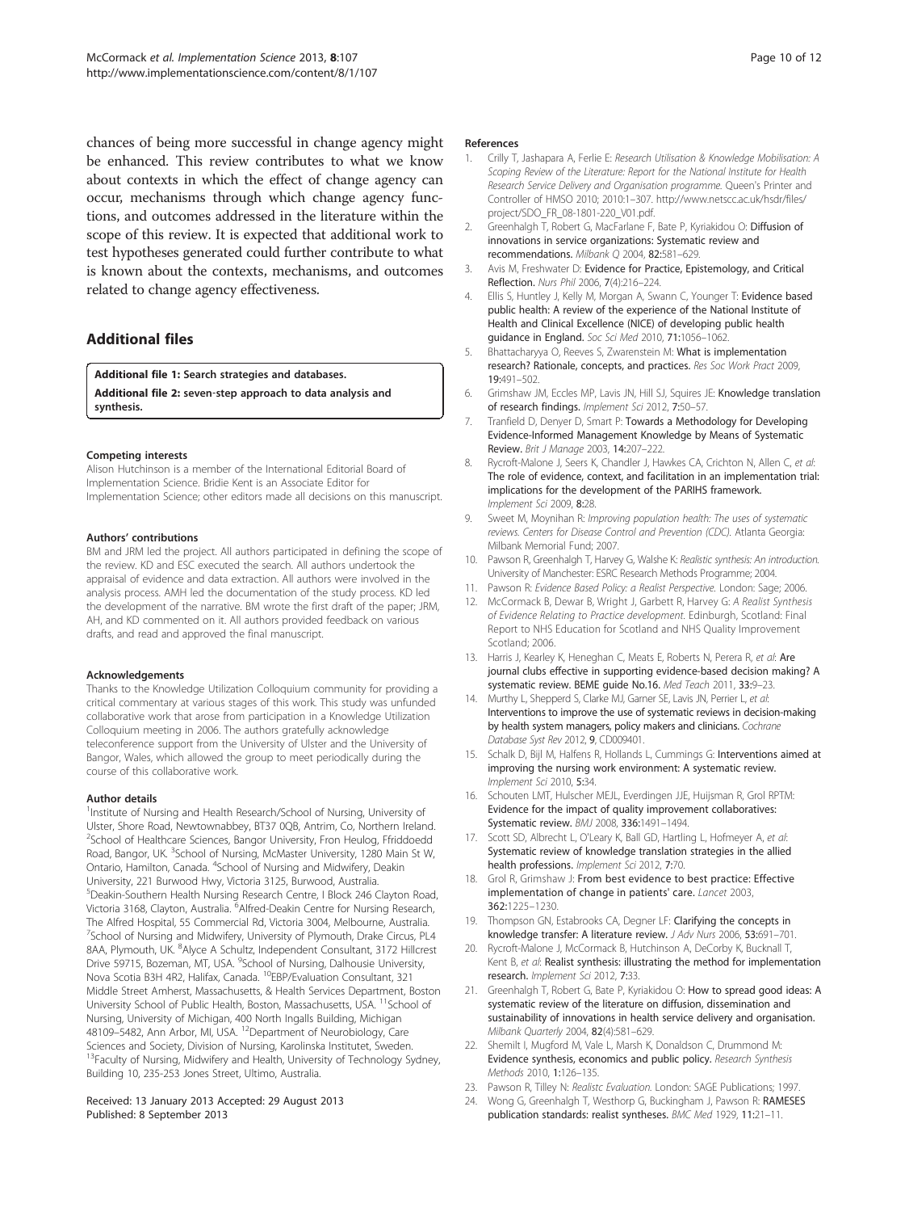chances of being more successful in change agency might be enhanced. This review contributes to what we know about contexts in which the effect of change agency can occur, mechanisms through which change agency functions, and outcomes addressed in the literature within the scope of this review. It is expected that additional work to test hypotheses generated could further contribute to what is known about the contexts, mechanisms, and outcomes related to change agency effectiveness.

## Additional files

**Additional file 1: Search strategies and databases.**

**Additional file 2: seven-step approach to data analysis and synthesis.**

#### Competing interests

Alison Hutchinson is a member of the International Editorial Board of Implementation Science. Bridie Kent is an Associate Editor for Implementation Science; other editors made all decisions on this manuscript.

#### Authors' contributions

BM and JRM led the project. All authors participated in defining the scope of the review. KD and ESC executed the search. All authors undertook the appraisal of evidence and data extraction. All authors were involved in the analysis process. AMH led the documentation of the study process. KD led the development of the narrative. BM wrote the first draft of the paper; JRM, AH, and KD commented on it. All authors provided feedback on various drafts, and read and approved the final manuscript.

#### Acknowledgements

Thanks to the Knowledge Utilization Colloquium community for providing a critical commentary at various stages of this work. This study was unfunded collaborative work that arose from participation in a Knowledge Utilization Colloquium meeting in 2006. The authors gratefully acknowledge teleconference support from the University of Ulster and the University of Bangor, Wales, which allowed the group to meet periodically during the course of this collaborative work.

#### Author details

[1]Institute of Nursing and Health Research/School of Nursing, University of Ulster, Shore Road, Newtownabbey, BT37 0QB, Antrim, Co, Northern Ireland. [2]School of Healthcare Sciences, Bangor University, Fron Heulog, Ffriddoedd Road, Bangor, UK. [3]School of Nursing, McMaster University, 1280 Main St W, Ontario, Hamilton, Canada. [4]School of Nursing and Midwifery, Deakin University, 221 Burwood Hwy, Victoria 3125, Burwood, Australia. [5]Deakin-Southern Health Nursing Research Centre, I Block 246 Clayton Road, Victoria 3168, Clayton, Australia. [6]Alfred-Deakin Centre for Nursing Research, The Alfred Hospital, 55 Commercial Rd, Victoria 3004, Melbourne, Australia. [7]School of Nursing and Midwifery, University of Plymouth, Drake Circus, PL4 8AA, Plymouth, UK. [8]Alyce A Schultz, Independent Consultant, 3172 Hillcrest Drive 59715, Bozeman, MT, USA. [9]School of Nursing, Dalhousie University, Nova Scotia B3H 4R2, Halifax, Canada. [10]EBP/Evaluation Consultant, 321 Middle Street Amherst, Massachusetts, & Health Services Department, Boston University School of Public Health, Boston, Massachusetts, USA. [11]School of Nursing, University of Michigan, 400 North Ingalls Building, Michigan 48109–5482, Ann Arbor, MI, USA. [12]Department of Neurobiology, Care Sciences and Society, Division of Nursing, Karolinska Institutet, Sweden. [13]Faculty of Nursing, Midwifery and Health, University of Technology Sydney, Building 10, 235-253 Jones Street, Ultimo, Australia.

Received: 13 January 2013 Accepted: 29 August 2013
Published: 8 September 2013

#### References

1. Crilly T, Jashapara A, Ferlie E: *Research Utilisation & Knowledge Mobilisation: A Scoping Review of the Literature: Report for the National Institute for Health Research Service Delivery and Organisation programme.* Queen's Printer and Controller of HMSO 2010; 2010:1–307. http://www.netscc.ac.uk/hsdr/files/project/SDO_FR_08-1801-220_V01.pdf.
2. Greenhalgh T, Robert G, MacFarlane F, Bate P, Kyriakidou O: **Diffusion of innovations in service organizations: Systematic review and recommendations.** *Milbank Q* 2004, **82:**581–629.
3. Avis M, Freshwater D: **Evidence for Practice, Epistemology, and Critical Reflection.** *Nurs Phil* 2006, **7**(4):216–224.
4. Ellis S, Huntley J, Kelly M, Morgan A, Swann C, Younger T: **Evidence based public health: A review of the experience of the National Institute of Health and Clinical Excellence (NICE) of developing public health guidance in England.** *Soc Sci Med* 2010, **71:**1056–1062.
5. Bhattacharyya O, Reeves S, Zwarenstein M: **What is implementation research? Rationale, concepts, and practices.** *Res Soc Work Pract* 2009, **19:**491–502.
6. Grimshaw JM, Eccles MP, Lavis JN, Hill SJ, Squires JE: **Knowledge translation of research findings.** *Implement Sci* 2012, **7:**50–57.
7. Tranfield D, Denyer D, Smart P: **Towards a Methodology for Developing Evidence-Informed Management Knowledge by Means of Systematic Review.** *Brit J Manage* 2003, **14:**207–222.
8. Rycroft-Malone J, Seers K, Chandler J, Hawkes CA, Crichton N, Allen C, *et al*: **The role of evidence, context, and facilitation in an implementation trial: implications for the development of the PARIHS framework.** *Implement Sci* 2009, **8:**28.
9. Sweet M, Moynihan R: *Improving population health: The uses of systematic reviews. Centers for Disease Control and Prevention (CDC).* Atlanta Georgia: Milbank Memorial Fund; 2007.
10. Pawson R, Greenhalgh T, Harvey G, Walshe K: *Realistic synthesis: An introduction.* University of Manchester: ESRC Research Methods Programme; 2004.
11. Pawson R: *Evidence Based Policy: a Realist Perspective.* London: Sage; 2006.
12. McCormack B, Dewar B, Wright J, Garbett R, Harvey G: *A Realist Synthesis of Evidence Relating to Practice development.* Edinburgh, Scotland: Final Report to NHS Education for Scotland and NHS Quality Improvement Scotland; 2006.
13. Harris J, Kearley K, Heneghan C, Meats E, Roberts N, Perera R, *et al*: **Are journal clubs effective in supporting evidence-based decision making? A systematic review. BEME guide No.16.** *Med Teach* 2011, **33:**9–23.
14. Murthy L, Shepperd S, Clarke MJ, Garner SE, Lavis JN, Perrier L, *et al*: **Interventions to improve the use of systematic reviews in decision-making by health system managers, policy makers and clinicians.** *Cochrane Database Syst Rev* 2012, **9**, CD009401.
15. Schalk D, Bijl M, Halfens R, Hollands L, Cummings G: **Interventions aimed at improving the nursing work environment: A systematic review.** *Implement Sci* 2010, **5:**34.
16. Schouten LMT, Hulscher MEJL, Everdingen JJE, Huijsman R, Grol RPTM: **Evidence for the impact of quality improvement collaboratives: Systematic review.** *BMJ* 2008, **336:**1491–1494.
17. Scott SD, Albrecht L, O'Leary K, Ball GD, Hartling L, Hofmeyer A, *et al*: **Systematic review of knowledge translation strategies in the allied health professions.** *Implement Sci* 2012, **7:**70.
18. Grol R, Grimshaw J: **From best evidence to best practice: Effective implementation of change in patients' care.** *Lancet* 2003, **362:**1225–1230.
19. Thompson GN, Estabrooks CA, Degner LF: **Clarifying the concepts in knowledge transfer: A literature review.** *J Adv Nurs* 2006, **53:**691–701.
20. Rycroft-Malone J, McCormack B, Hutchinson A, DeCorby K, Bucknall T, Kent B, *et al*: **Realist synthesis: illustrating the method for implementation research.** *Implement Sci* 2012, **7:**33.
21. Greenhalgh T, Robert G, Bate P, Kyriakidou O: **How to spread good ideas: A systematic review of the literature on diffusion, dissemination and sustainability of innovations in health service delivery and organisation.** *Milbank Quarterly* 2004, **82**(4):581–629.
22. Shemilt I, Mugford M, Vale L, Marsh K, Donaldson C, Drummond M: **Evidence synthesis, economics and public policy.** *Research Synthesis Methods* 2010, **1:**126–135.
23. Pawson R, Tilley N: *Realistc Evaluation.* London: SAGE Publications; 1997.
24. Wong G, Greenhalgh T, Westhorp G, Buckingham J, Pawson R: **RAMESES publication standards: realist syntheses.** *BMC Med* 1929, **11:**21–11.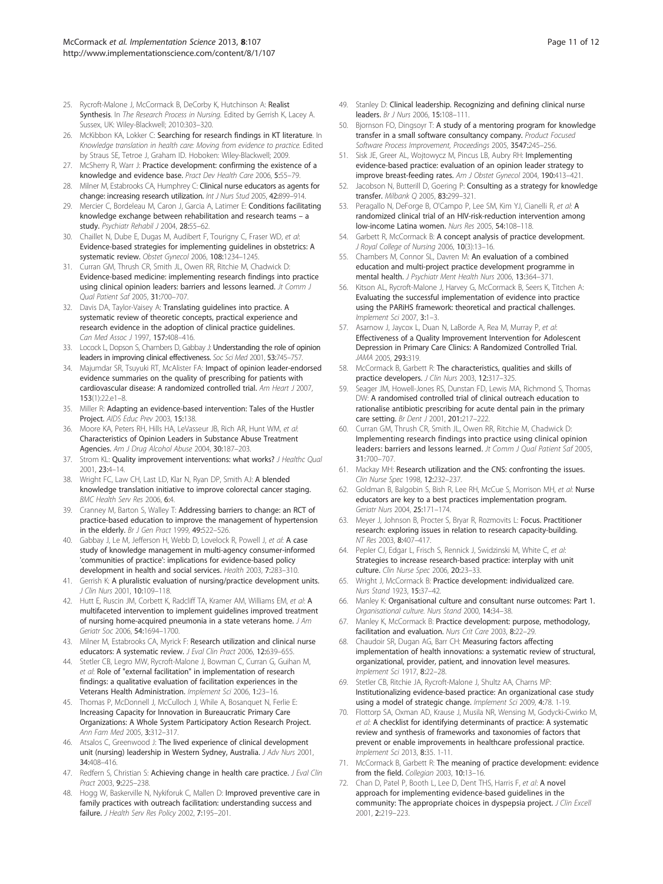25. Rycroft-Malone J, McCormack B, DeCorby K, Hutchinson A: **Realist Synthesis**. In *The Research Process in Nursing*. Edited by Gerrish K, Lacey A. Sussex, UK: Wiley-Blackwell; 2010:303–320.
26. McKibbon KA, Lokker C: **Searching for research findings in KT literature**. In *Knowledge translation in health care: Moving from evidence to practice*. Edited by Straus SE, Tetroe J, Graham ID. Hoboken: Wiley-Blackwell; 2009.
27. McSherry R, Warr J: **Practice development: confirming the existence of a knowledge and evidence base.** *Pract Dev Health Care* 2006, **5**:55–79.
28. Milner M, Estabrooks CA, Humphrey C: **Clinical nurse educators as agents for change: increasing research utilization.** *Int J Nurs Stud* 2005, **42**:899–914.
29. Mercier C, Bordeleau M, Caron J, Garcia A, Latimer E: **Conditions facilitating knowledge exchange between rehabilitation and research teams – a study.** *Psychiatr Rehabil J* 2004, **28**:55–62.
30. Chaillet N, Dube E, Dugas M, Audibert F, Tourigny C, Fraser WD, *et al*: **Evidence-based strategies for implementing guidelines in obstetrics: A systematic review.** *Obstet Gynecol* 2006, **108**:1234–1245.
31. Curran GM, Thrush CR, Smith JL, Owen RR, Ritchie M, Chadwick D: **Evidence-based medicine: implementing research findings into practice using clinical opinion leaders: barriers and lessons learned.** *Jt Comm J Qual Patient Saf* 2005, **31**:700–707.
32. Davis DA, Taylor-Vaisey A: **Translating guidelines into practice. A systematic review of theoretic concepts, practical experience and research evidence in the adoption of clinical practice guidelines.** *Can Med Assoc J* 1997, **157**:408–416.
33. Locock L, Dopson S, Chambers D, Gabbay J: **Understanding the role of opinion leaders in improving clinical effectiveness.** *Soc Sci Med* 2001, **53**:745–757.
34. Majumdar SR, Tsuyuki RT, McAlister FA: **Impact of opinion leader-endorsed evidence summaries on the quality of prescribing for patients with cardiovascular disease: A randomized controlled trial.** *Am Heart J* 2007, **153**(1):22.e1–8.
35. Miller R: **Adapting an evidence-based intervention: Tales of the Hustler Project.** *AIDS Educ Prev* 2003, **15**:138.
36. Moore KA, Peters RH, Hills HA, LeVasseur JB, Rich AR, Hunt WM, *et al*: **Characteristics of Opinion Leaders in Substance Abuse Treatment Agencies.** *Am J Drug Alcohol Abuse* 2004, **30**:187–203.
37. Strom KL: **Quality improvement interventions: what works?** *J Healthc Qual* 2001, **23**:4–14.
38. Wright FC, Law CH, Last LD, Klar N, Ryan DP, Smith AJ: **A blended knowledge translation initiative to improve colorectal cancer staging.** *BMC Health Serv Res* 2006, **6**:4.
39. Cranney M, Barton S, Walley T: **Addressing barriers to change: an RCT of practice-based education to improve the management of hypertension in the elderly.** *Br J Gen Pract* 1999, **49**:522–526.
40. Gabbay J, Le M, Jefferson H, Webb D, Lovelock R, Powell J, *et al*: **A case study of knowledge management in multi-agency consumer-informed 'communities of practice': implications for evidence-based policy development in health and social services.** *Health* 2003, **7**:283–310.
41. Gerrish K: **A pluralistic evaluation of nursing/practice development units.** *J Clin Nurs* 2001, **10**:109–118.
42. Hutt E, Ruscin JM, Corbett K, Radcliff TA, Kramer AM, Williams EM, *et al*: **A multifaceted intervention to implement guidelines improved treatment of nursing home-acquired pneumonia in a state veterans home.** *J Am Geriatr Soc* 2006, **54**:1694–1700.
43. Milner M, Estabrooks CA, Myrick F: **Research utilization and clinical nurse educators: A systematic review.** *J Eval Clin Pract* 2006, **12**:639–655.
44. Stetler CB, Legro MW, Rycroft-Malone J, Bowman C, Curran G, Guihan M, *et al*: **Role of "external facilitation" in implementation of research findings: a qualitative evaluation of facilitation experiences in the Veterans Health Administration.** *Implement Sci* 2006, **1**:23–16.
45. Thomas P, McDonnell J, McCulloch J, While A, Bosanquet N, Ferlie E: **Increasing Capacity for Innovation in Bureaucratic Primary Care Organizations: A Whole System Participatory Action Research Project.** *Ann Fam Med* 2005, **3**:312–317.
46. Atsalos C, Greenwood J: **The lived experience of clinical development unit (nursing) leadership in Western Sydney, Australia.** *J Adv Nurs* 2001, **34**:408–416.
47. Redfern S, Christian S: **Achieving change in health care practice.** *J Eval Clin Pract* 2003, **9**:225–238.
48. Hogg W, Baskerville N, Nykiforuk C, Mallen D: **Improved preventive care in family practices with outreach facilitation: understanding success and failure.** *J Health Serv Res Policy* 2002, **7**:195–201.
49. Stanley D: **Clinical leadership. Recognizing and defining clinical nurse leaders.** *Br J Nurs* 2006, **15**:108–111.
50. Bjornson FO, Dingsoyr T: **A study of a mentoring program for knowledge transfer in a small software consultancy company.** *Product Focused Software Process Improvement, Proceedings* 2005, **3547**:245–256.
51. Sisk JE, Greer AL, Wojtowycz M, Pincus LB, Aubry RH: **Implementing evidence-based practice: evaluation of an opinion leader strategy to improve breast-feeding rates.** *Am J Obstet Gynecol* 2004, **190**:413–421.
52. Jacobson N, Butterill D, Goering P: **Consulting as a strategy for knowledge transfer.** *Milbank Q* 2005, **83**:299–321.
53. Peragallo N, DeForge B, O'Campo P, Lee SM, Kim YJ, Cianelli R, *et al*: **A randomized clinical trial of an HIV-risk-reduction intervention among low-income Latina women.** *Nurs Res* 2005, **54**:108–118.
54. Garbett R, McCormack B: **A concept analysis of practice development.** *J Royal College of Nursing* 2006, **10**(3):13–16.
55. Chambers M, Connor SL, Davren M: **An evaluation of a combined education and multi-project practice development programme in mental health.** *J Psychiatr Ment Health Nurs* 2006, **13**:364–371.
56. Kitson AL, Rycroft-Malone J, Harvey G, McCormack B, Seers K, Titchen A: **Evaluating the successful implementation of evidence into practice using the PARiHS framework: theoretical and practical challenges.** *Implement Sci* 2007, **3**:1–3.
57. Asarnow J, Jaycox L, Duan N, LaBorde A, Rea M, Murray P, *et al*: **Effectiveness of a Quality Improvement Intervention for Adolescent Depression in Primary Care Clinics: A Randomized Controlled Trial.** *JAMA* 2005, **293**:319.
58. McCormack B, Garbett R: **The characteristics, qualities and skills of practice developers.** *J Clin Nurs* 2003, **12**:317–325.
59. Seager JM, Howell-Jones RS, Dunstan FD, Lewis MA, Richmond S, Thomas DW: **A randomised controlled trial of clinical outreach education to rationalise antibiotic prescribing for acute dental pain in the primary care setting.** *Br Dent J* 2001, **201**:217–222.
60. Curran GM, Thrush CR, Smith JL, Owen RR, Ritchie M, Chadwick D: **Implementing research findings into practice using clinical opinion leaders: barriers and lessons learned.** *Jt Comm J Qual Patient Saf* 2005, **31**:700–707.
61. Mackay MH: **Research utilization and the CNS: confronting the issues.** *Clin Nurse Spec* 1998, **12**:232–237.
62. Goldman B, Balgobin S, Bish R, Lee RH, McCue S, Morrison MH, *et al*: **Nurse educators are key to a best practices implementation program.** *Geriatr Nurs* 2004, **25**:171–174.
63. Meyer J, Johnson B, Procter S, Bryar R, Rozmovits L: **Focus. Practitioner research: exploring issues in relation to research capacity-building.** *NT Res* 2003, **8**:407–417.
64. Pepler CJ, Edgar L, Frisch S, Rennick J, Swidzinski M, White C, *et al*: **Strategies to increase research-based practice: interplay with unit culture.** *Clin Nurse Spec* 2006, **20**:23–33.
65. Wright J, McCormack B: **Practice development: individualized care.** *Nurs Stand* 1923, **15**:37–42.
66. Manley K: **Organisational culture and consultant nurse outcomes: Part 1.** *Organisational culture. Nurs Stand* 2000, **14**:34–38.
67. Manley K, McCormack B: **Practice development: purpose, methodology, facilitation and evaluation.** *Nurs Crit Care* 2003, **8**:22–29.
68. Chaudoir SR, Dugan AG, Barr CH: **Measuring factors affecting implementation of health innovations: a systematic review of structural, organizational, provider, patient, and innovation level measures.** *Implement Sci* 1917, **8**:22–28.
69. Stetler CB, Ritchie JA, Rycroft-Malone J, Shultz AA, Charns MP: **Institutionalizing evidence-based practice: An organizational case study using a model of strategic change.** *Implement Sci* 2009, **4**:78. 1-19.
70. Flottorp SA, Oxman AD, Krause J, Musila NR, Wensing M, Godycki-Cwirko M, *et al*: **A checklist for identifying determinants of practice: A systematic review and synthesis of frameworks and taxonomies of factors that prevent or enable improvements in healthcare professional practice.** *Implement Sci* 2013, **8**:35. 1-11.
71. McCormack B, Garbett R: **The meaning of practice development: evidence from the field.** *Collegian* 2003, **10**:13–16.
72. Chan D, Patel P, Booth L, Lee D, Dent THS, Harris F, *et al*: **A novel approach for implementing evidence-based guidelines in the community: The appropriate choices in dyspepsia project.** *J Clin Excell* 2001, **2**:219–223.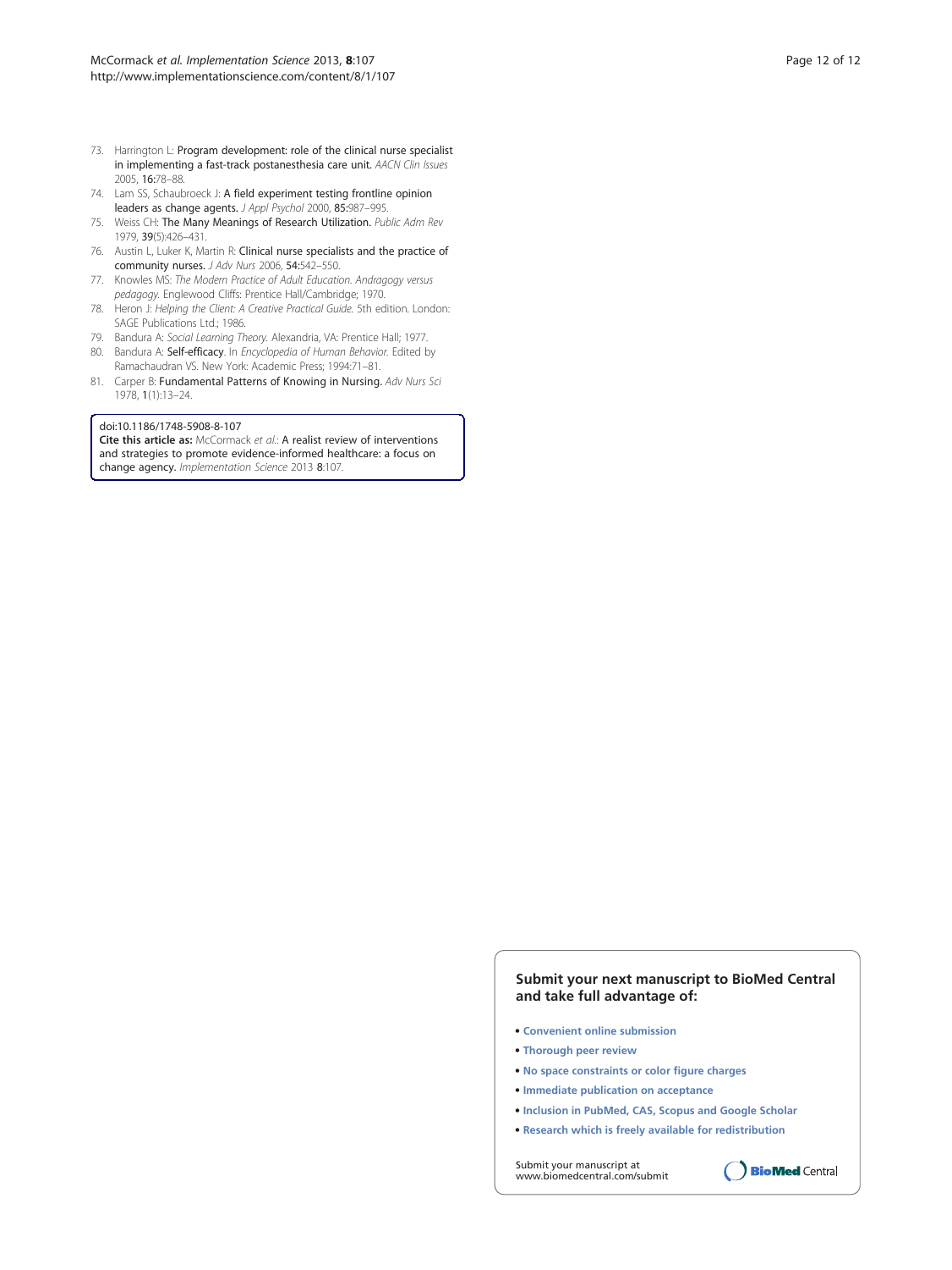73. Harrington L: **Program development: role of the clinical nurse specialist in implementing a fast-track postanesthesia care unit.** *AACN Clin Issues* 2005, **16:**78–88.
74. Lam SS, Schaubroeck J: **A field experiment testing frontline opinion leaders as change agents.** *J Appl Psychol* 2000, **85:**987–995.
75. Weiss CH: **The Many Meanings of Research Utilization.** *Public Adm Rev* 1979, **39**(5):426–431.
76. Austin L, Luker K, Martin R: **Clinical nurse specialists and the practice of community nurses.** *J Adv Nurs* 2006, **54:**542–550.
77. Knowles MS: *The Modern Practice of Adult Education. Andragogy versus pedagogy.* Englewood Cliffs: Prentice Hall/Cambridge; 1970.
78. Heron J: *Helping the Client: A Creative Practical Guide.* 5th edition. London: SAGE Publications Ltd.; 1986.
79. Bandura A: *Social Learning Theory.* Alexandria, VA: Prentice Hall; 1977.
80. Bandura A: **Self-efficacy**. In *Encyclopedia of Human Behavior.* Edited by Ramachaudran VS. New York: Academic Press; 1994:71–81.
81. Carper B: **Fundamental Patterns of Knowing in Nursing.** *Adv Nurs Sci* 1978, **1**(1):13–24.

doi:10.1186/1748-5908-8-107
**Cite this article as:** McCormack *et al.*: A realist review of interventions and strategies to promote evidence-informed healthcare: a focus on change agency. *Implementation Science* 2013 **8**:107.

**Submit your next manuscript to BioMed Central and take full advantage of:**

- **Convenient online submission**
- **Thorough peer review**
- **No space constraints or color figure charges**
- **Immediate publication on acceptance**
- **Inclusion in PubMed, CAS, Scopus and Google Scholar**
- **Research which is freely available for redistribution**

Submit your manuscript at
www.biomedcentral.com/submit

BioMed Central